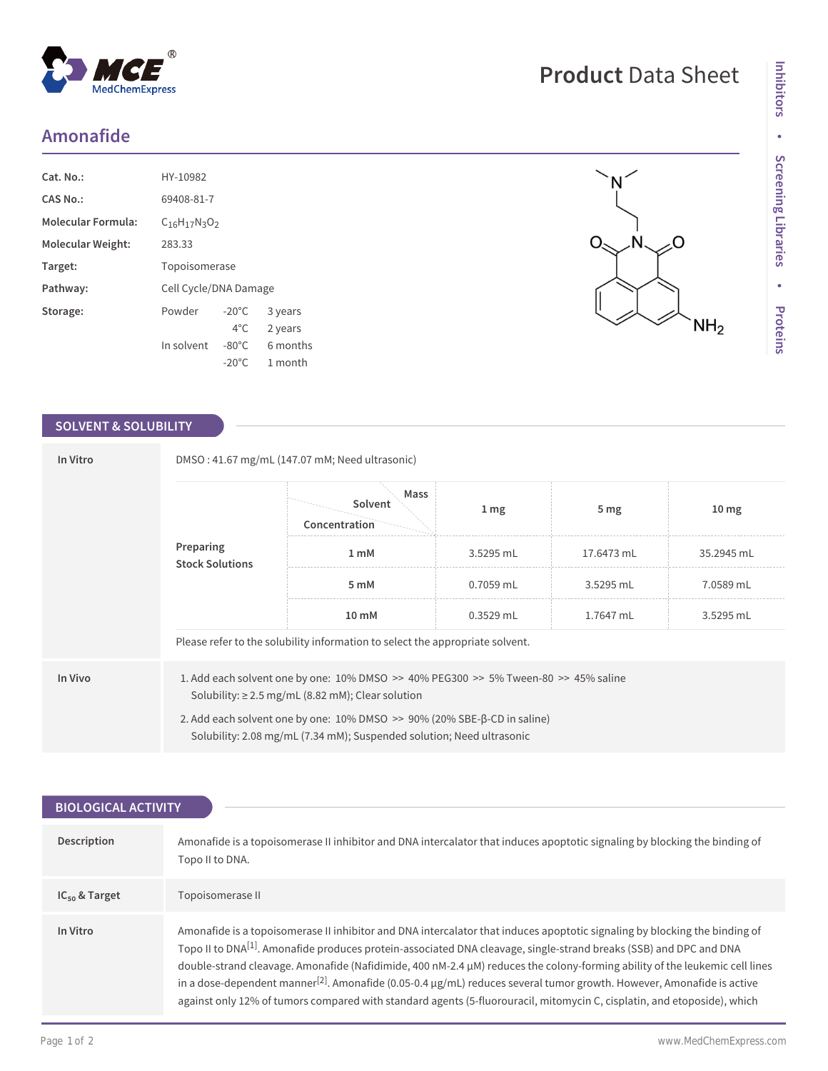# Amonafide

**Product Data Sheet**

| | |
|---|---|
| **Cat. No.:** | HY-10982 |
| **CAS No.:** | 69408-81-7 |
| **Molecular Formula:** | $C_{16}H_{17}N_3O_2$ |
| **Molecular Weight:** | 283.33 |
| **Target:** | Topoisomerase |
| **Pathway:** | Cell Cycle/DNA Damage |

**Storage:**

| | | |
|---|---|---|
| Powder | -20°C | 3 years |
| | 4°C | 2 years |
| In solvent | -80°C | 6 months |
| | -20°C | 1 month |

## SOLVENT & SOLUBILITY

### In Vitro

DMSO : 41.67 mg/mL (147.07 mM; Need ultrasonic)

**Preparing Stock Solutions**

| Solvent Concentration / Mass | 1 mg | 5 mg | 10 mg |
|---|---|---|---|
| 1 mM | 3.5295 mL | 17.6473 mL | 35.2945 mL |
| 5 mM | 0.7059 mL | 3.5295 mL | 7.0589 mL |
| 10 mM | 0.3529 mL | 1.7647 mL | 3.5295 mL |

Please refer to the solubility information to select the appropriate solvent.

### In Vivo

1. Add each solvent one by one: 10% DMSO >> 40% PEG300 >> 5% Tween-80 >> 45% saline
   Solubility: ≥ 2.5 mg/mL (8.82 mM); Clear solution
2. Add each solvent one by one: 10% DMSO >> 90% (20% SBE-β-CD in saline)
   Solubility: 2.08 mg/mL (7.34 mM); Suspended solution; Need ultrasonic

## BIOLOGICAL ACTIVITY

**Description**

Amonafide is a topoisomerase II inhibitor and DNA intercalator that induces apoptotic signaling by blocking the binding of Topo II to DNA.

**$IC_{50}$ & Target**

Topoisomerase II

**In Vitro**

Amonafide is a topoisomerase II inhibitor and DNA intercalator that induces apoptotic signaling by blocking the binding of Topo II to DNA[1]. Amonafide produces protein-associated DNA cleavage, single-strand breaks (SSB) and DPC and DNA double-strand cleavage. Amonafide (Nafidimide, 400 nM-2.4 μM) reduces the colony-forming ability of the leukemic cell lines in a dose-dependent manner[2]. Amonafide (0.05-0.4 μg/mL) reduces several tumor growth. However, Amonafide is active against only 12% of tumors compared with standard agents (5-fluorouracil, mitomycin C, cisplatin, and etoposide), which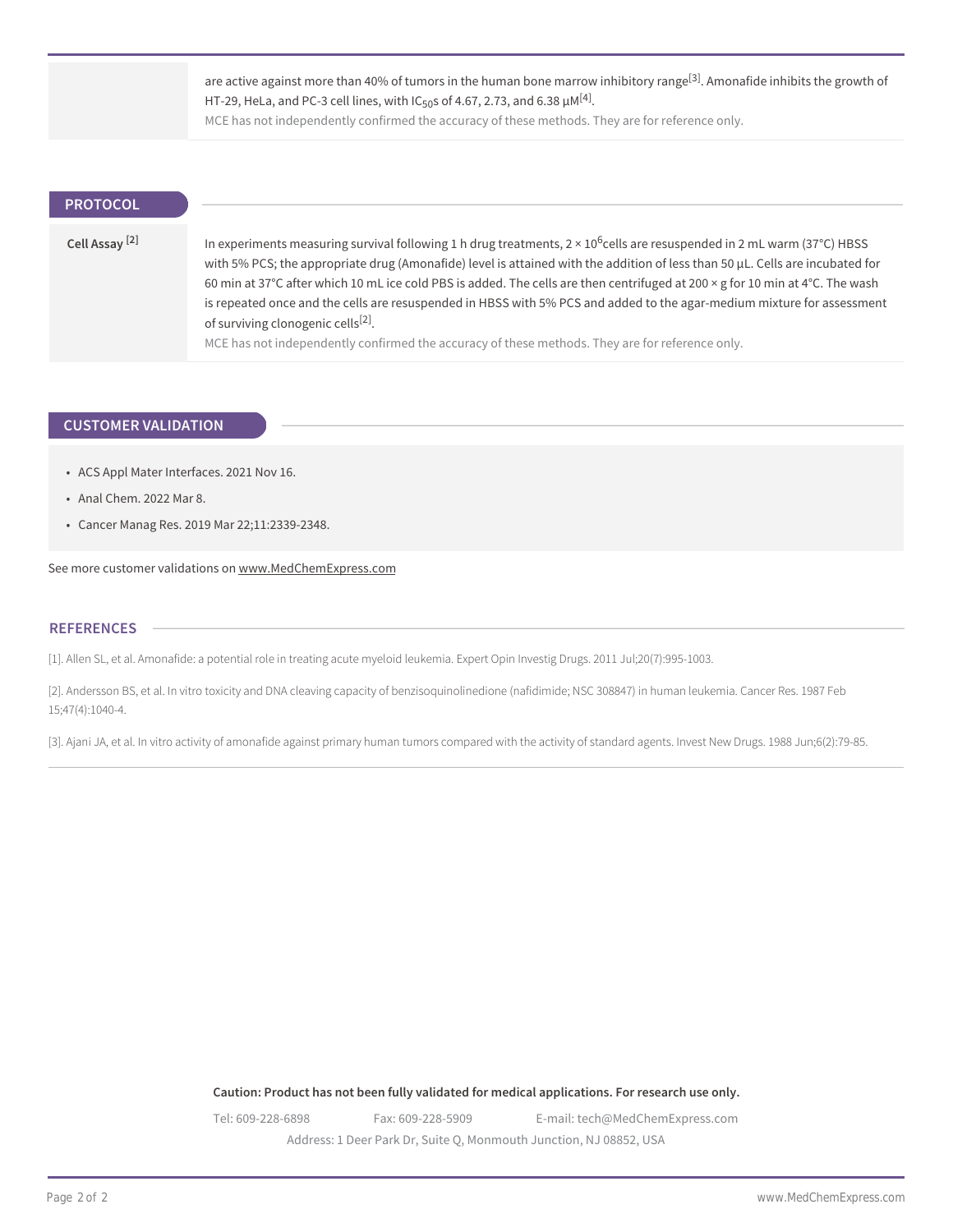are active against more than 40% of tumors in the human bone marrow inhibitory range[3]. Amonafide inhibits the growth of HT-29, HeLa, and PC-3 cell lines, with $IC_{50}$s of 4.67, 2.73, and 6.38 μM[4].

MCE has not independently confirmed the accuracy of these methods. They are for reference only.

## PROTOCOL

**Cell Assay [2]**

In experiments measuring survival following 1 h drug treatments, $2 \times 10^6$ cells are resuspended in 2 mL warm (37°C) HBSS with 5% PCS; the appropriate drug (Amonafide) level is attained with the addition of less than 50 μL. Cells are incubated for 60 min at 37°C after which 10 mL ice cold PBS is added. The cells are then centrifuged at 200 × g for 10 min at 4°C. The wash is repeated once and the cells are resuspended in HBSS with 5% PCS and added to the agar-medium mixture for assessment of surviving clonogenic cells[2].

MCE has not independently confirmed the accuracy of these methods. They are for reference only.

## CUSTOMER VALIDATION

- ACS Appl Mater Interfaces. 2021 Nov 16.
- Anal Chem. 2022 Mar 8.
- Cancer Manag Res. 2019 Mar 22;11:2339-2348.

See more customer validations on www.MedChemExpress.com

## REFERENCES

[1]. Allen SL, et al. Amonafide: a potential role in treating acute myeloid leukemia. Expert Opin Investig Drugs. 2011 Jul;20(7):995-1003.

[2]. Andersson BS, et al. In vitro toxicity and DNA cleaving capacity of benzisoquinolinedione (nafidimide; NSC 308847) in human leukemia. Cancer Res. 1987 Feb 15;47(4):1040-4.

[3]. Ajani JA, et al. In vitro activity of amonafide against primary human tumors compared with the activity of standard agents. Invest New Drugs. 1988 Jun;6(2):79-85.

**Caution: Product has not been fully validated for medical applications. For research use only.**

Tel: 609-228-6898　　Fax: 609-228-5909　　E-mail: tech@MedChemExpress.com

Address: 1 Deer Park Dr, Suite Q, Monmouth Junction, NJ 08852, USA